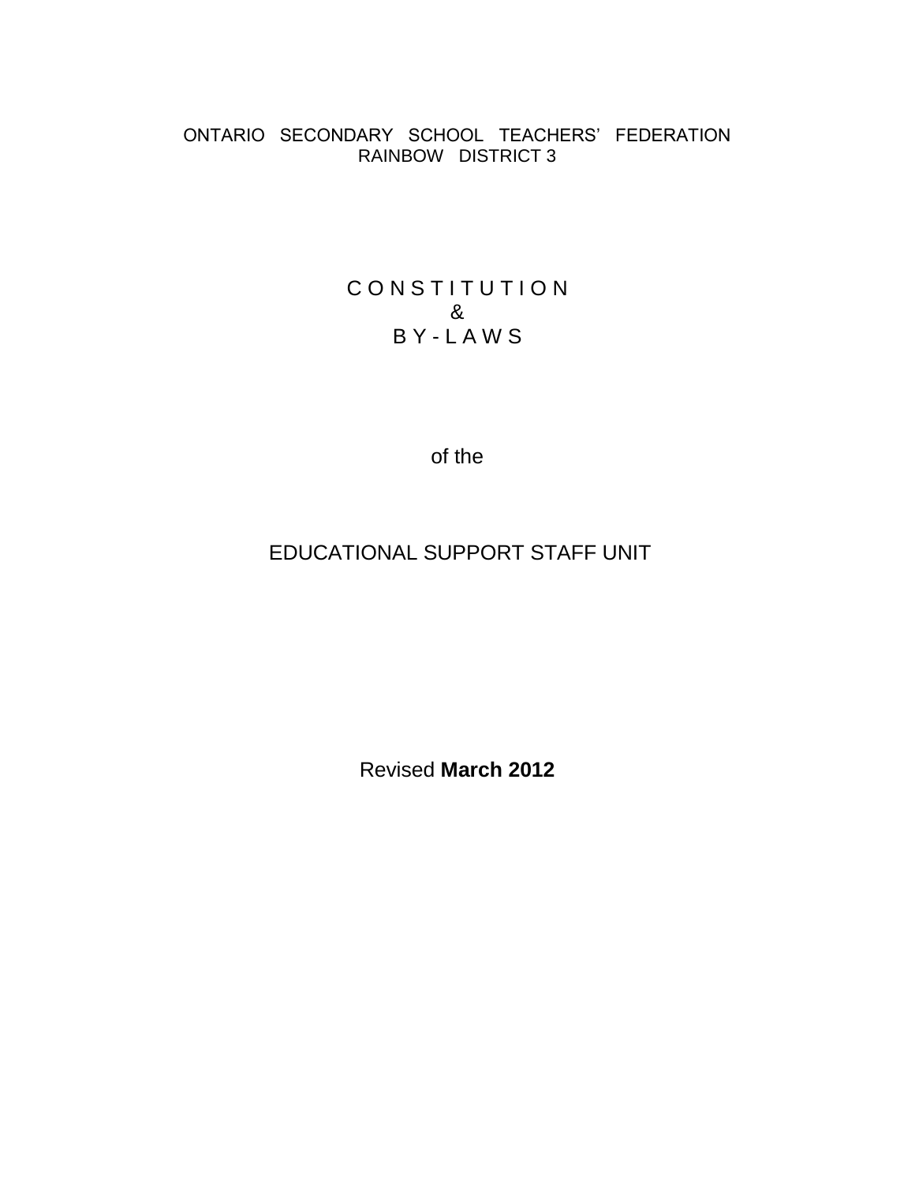ONTARIO SECONDARY SCHOOL TEACHERS' FEDERATION
RAINBOW DISTRICT 3

# C O N S T I T U T I O N
# &
# B Y - L A W S

of the

## EDUCATIONAL SUPPORT STAFF UNIT

Revised **March 2012**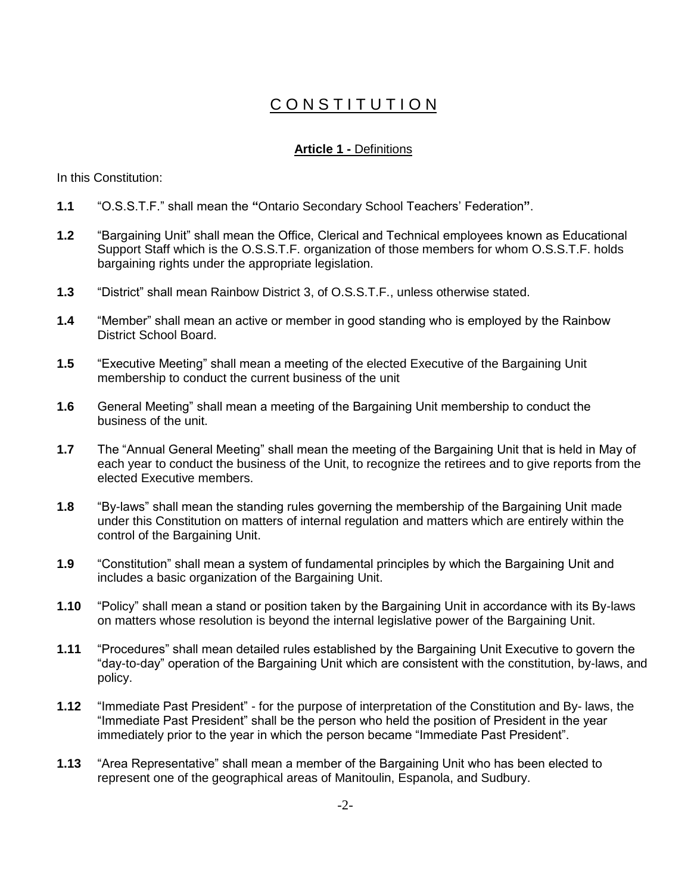# C O N S T I T U T I O N

## **Article 1 -** Definitions

In this Constitution:

**1.1** "O.S.S.T.F." shall mean the **"**Ontario Secondary School Teachers' Federation**"**.

**1.2** "Bargaining Unit" shall mean the Office, Clerical and Technical employees known as Educational Support Staff which is the O.S.S.T.F. organization of those members for whom O.S.S.T.F. holds bargaining rights under the appropriate legislation.

**1.3** "District" shall mean Rainbow District 3, of O.S.S.T.F., unless otherwise stated.

**1.4** "Member" shall mean an active or member in good standing who is employed by the Rainbow District School Board.

**1.5** "Executive Meeting" shall mean a meeting of the elected Executive of the Bargaining Unit membership to conduct the current business of the unit

**1.6** General Meeting" shall mean a meeting of the Bargaining Unit membership to conduct the business of the unit.

**1.7** The "Annual General Meeting" shall mean the meeting of the Bargaining Unit that is held in May of each year to conduct the business of the Unit, to recognize the retirees and to give reports from the elected Executive members.

**1.8** "By-laws" shall mean the standing rules governing the membership of the Bargaining Unit made under this Constitution on matters of internal regulation and matters which are entirely within the control of the Bargaining Unit.

**1.9** "Constitution" shall mean a system of fundamental principles by which the Bargaining Unit and includes a basic organization of the Bargaining Unit.

**1.10** "Policy" shall mean a stand or position taken by the Bargaining Unit in accordance with its By-laws on matters whose resolution is beyond the internal legislative power of the Bargaining Unit.

**1.11** "Procedures" shall mean detailed rules established by the Bargaining Unit Executive to govern the "day-to-day" operation of the Bargaining Unit which are consistent with the constitution, by-laws, and policy.

**1.12** "Immediate Past President" - for the purpose of interpretation of the Constitution and By- laws, the "Immediate Past President" shall be the person who held the position of President in the year immediately prior to the year in which the person became "Immediate Past President".

**1.13** "Area Representative" shall mean a member of the Bargaining Unit who has been elected to represent one of the geographical areas of Manitoulin, Espanola, and Sudbury.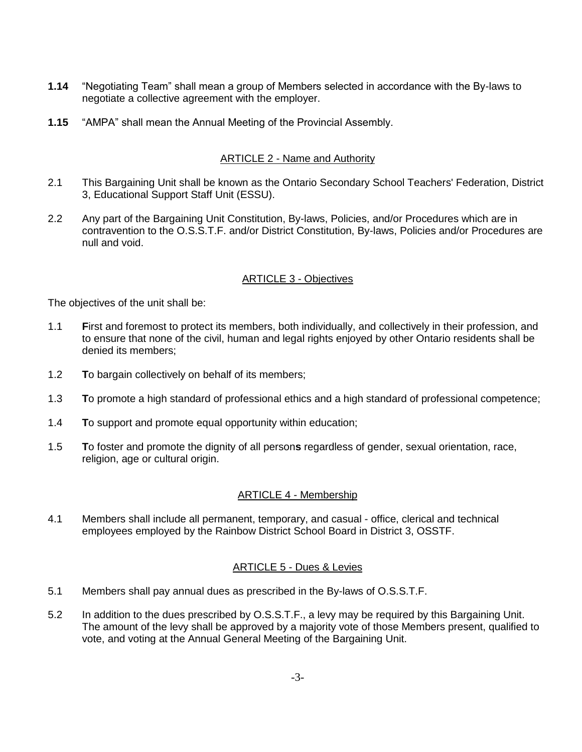**1.14** “Negotiating Team” shall mean a group of Members selected in accordance with the By-laws to negotiate a collective agreement with the employer.

**1.15** “AMPA” shall mean the Annual Meeting of the Provincial Assembly.

## ARTICLE 2 - Name and Authority

2.1 This Bargaining Unit shall be known as the Ontario Secondary School Teachers' Federation, District 3, Educational Support Staff Unit (ESSU).

2.2 Any part of the Bargaining Unit Constitution, By-laws, Policies, and/or Procedures which are in contravention to the O.S.S.T.F. and/or District Constitution, By-laws, Policies and/or Procedures are null and void.

## ARTICLE 3 - Objectives

The objectives of the unit shall be:

1.1 **F**irst and foremost to protect its members, both individually, and collectively in their profession, and to ensure that none of the civil, human and legal rights enjoyed by other Ontario residents shall be denied its members;

1.2 **T**o bargain collectively on behalf of its members;

1.3 **T**o promote a high standard of professional ethics and a high standard of professional competence;

1.4 **T**o support and promote equal opportunity within education;

1.5 **T**o foster and promote the dignity of all person**s** regardless of gender, sexual orientation, race, religion, age or cultural origin.

## ARTICLE 4 - Membership

4.1 Members shall include all permanent, temporary, and casual - office, clerical and technical employees employed by the Rainbow District School Board in District 3, OSSTF.

## ARTICLE 5 - Dues & Levies

5.1 Members shall pay annual dues as prescribed in the By-laws of O.S.S.T.F.

5.2 In addition to the dues prescribed by O.S.S.T.F., a levy may be required by this Bargaining Unit. The amount of the levy shall be approved by a majority vote of those Members present, qualified to vote, and voting at the Annual General Meeting of the Bargaining Unit.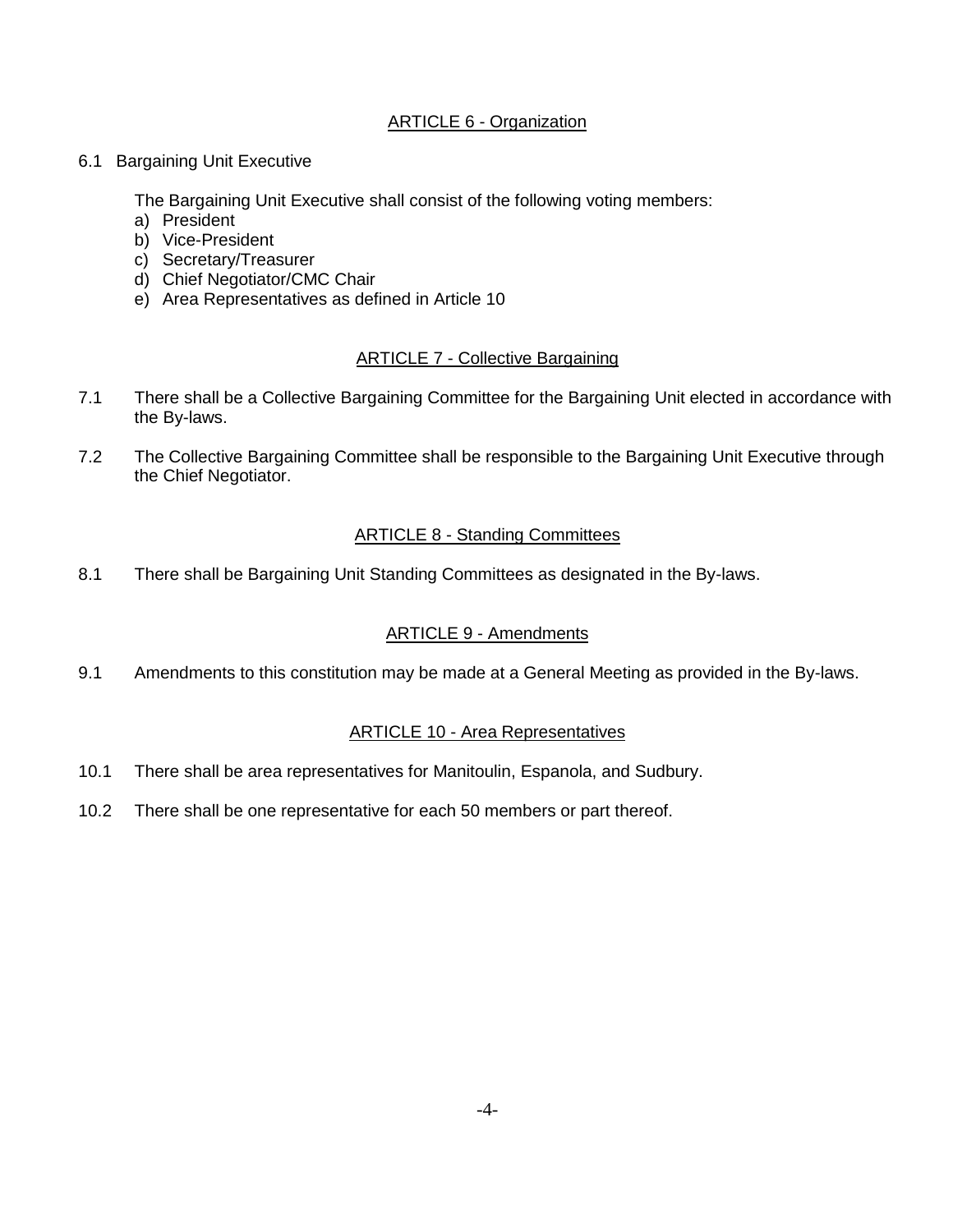## ARTICLE 6 - Organization

6.1 Bargaining Unit Executive

The Bargaining Unit Executive shall consist of the following voting members:

a) President
b) Vice-President
c) Secretary/Treasurer
d) Chief Negotiator/CMC Chair
e) Area Representatives as defined in Article 10

## ARTICLE 7 - Collective Bargaining

7.1 There shall be a Collective Bargaining Committee for the Bargaining Unit elected in accordance with the By-laws.

7.2 The Collective Bargaining Committee shall be responsible to the Bargaining Unit Executive through the Chief Negotiator.

## ARTICLE 8 - Standing Committees

8.1 There shall be Bargaining Unit Standing Committees as designated in the By-laws.

## ARTICLE 9 - Amendments

9.1 Amendments to this constitution may be made at a General Meeting as provided in the By-laws.

## ARTICLE 10 - Area Representatives

10.1 There shall be area representatives for Manitoulin, Espanola, and Sudbury.

10.2 There shall be one representative for each 50 members or part thereof.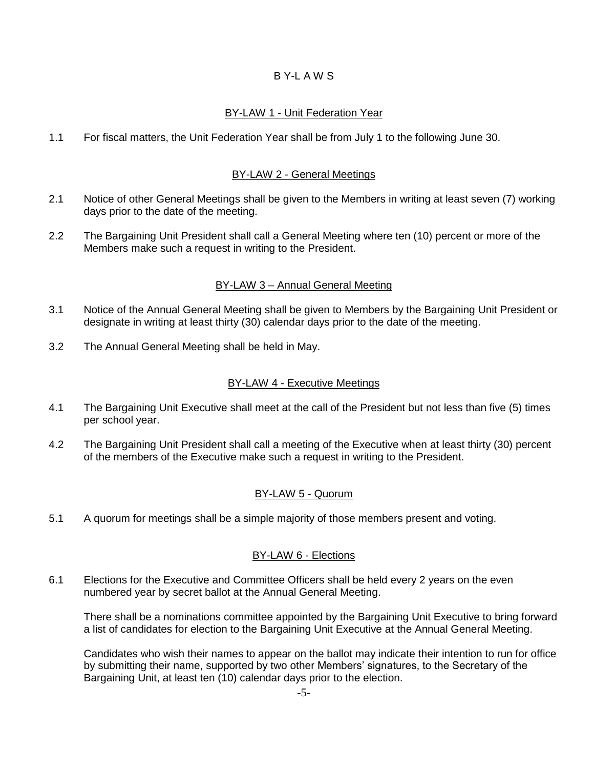# B Y-L A W S

## BY-LAW 1 - Unit Federation Year

1.1 For fiscal matters, the Unit Federation Year shall be from July 1 to the following June 30.

## BY-LAW 2 - General Meetings

2.1 Notice of other General Meetings shall be given to the Members in writing at least seven (7) working days prior to the date of the meeting.

2.2 The Bargaining Unit President shall call a General Meeting where ten (10) percent or more of the Members make such a request in writing to the President.

## BY-LAW 3 – Annual General Meeting

3.1 Notice of the Annual General Meeting shall be given to Members by the Bargaining Unit President or designate in writing at least thirty (30) calendar days prior to the date of the meeting.

3.2 The Annual General Meeting shall be held in May.

## BY-LAW 4 - Executive Meetings

4.1 The Bargaining Unit Executive shall meet at the call of the President but not less than five (5) times per school year.

4.2 The Bargaining Unit President shall call a meeting of the Executive when at least thirty (30) percent of the members of the Executive make such a request in writing to the President.

## BY-LAW 5 - Quorum

5.1 A quorum for meetings shall be a simple majority of those members present and voting.

## BY-LAW 6 - Elections

6.1 Elections for the Executive and Committee Officers shall be held every 2 years on the even numbered year by secret ballot at the Annual General Meeting.

There shall be a nominations committee appointed by the Bargaining Unit Executive to bring forward a list of candidates for election to the Bargaining Unit Executive at the Annual General Meeting.

Candidates who wish their names to appear on the ballot may indicate their intention to run for office by submitting their name, supported by two other Members' signatures, to the Secretary of the Bargaining Unit, at least ten (10) calendar days prior to the election.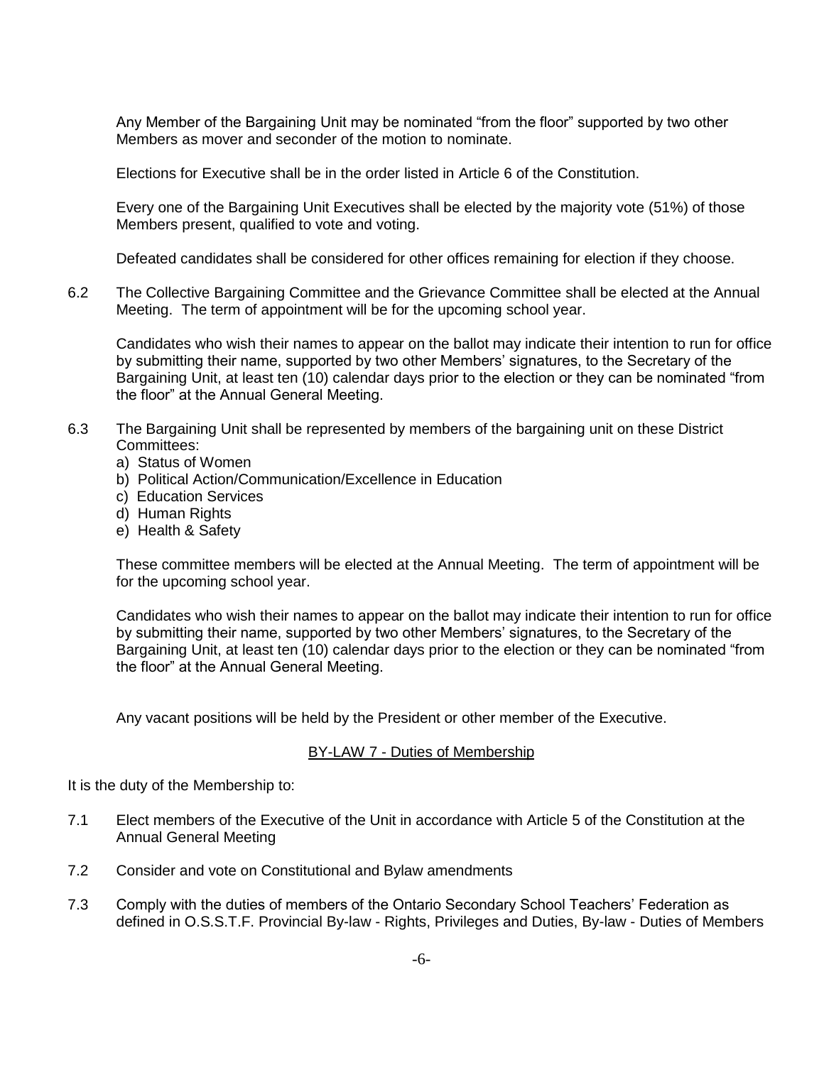Any Member of the Bargaining Unit may be nominated “from the floor” supported by two other Members as mover and seconder of the motion to nominate.

Elections for Executive shall be in the order listed in Article 6 of the Constitution.

Every one of the Bargaining Unit Executives shall be elected by the majority vote (51%) of those Members present, qualified to vote and voting.

Defeated candidates shall be considered for other offices remaining for election if they choose.

6.2 The Collective Bargaining Committee and the Grievance Committee shall be elected at the Annual Meeting. The term of appointment will be for the upcoming school year.

Candidates who wish their names to appear on the ballot may indicate their intention to run for office by submitting their name, supported by two other Members’ signatures, to the Secretary of the Bargaining Unit, at least ten (10) calendar days prior to the election or they can be nominated “from the floor” at the Annual General Meeting.

6.3 The Bargaining Unit shall be represented by members of the bargaining unit on these District Committees:

a) Status of Women
b) Political Action/Communication/Excellence in Education
c) Education Services
d) Human Rights
e) Health & Safety

These committee members will be elected at the Annual Meeting. The term of appointment will be for the upcoming school year.

Candidates who wish their names to appear on the ballot may indicate their intention to run for office by submitting their name, supported by two other Members’ signatures, to the Secretary of the Bargaining Unit, at least ten (10) calendar days prior to the election or they can be nominated “from the floor” at the Annual General Meeting.

Any vacant positions will be held by the President or other member of the Executive.

## BY-LAW 7 - Duties of Membership

It is the duty of the Membership to:

7.1 Elect members of the Executive of the Unit in accordance with Article 5 of the Constitution at the Annual General Meeting

7.2 Consider and vote on Constitutional and Bylaw amendments

7.3 Comply with the duties of members of the Ontario Secondary School Teachers’ Federation as defined in O.S.S.T.F. Provincial By-law - Rights, Privileges and Duties, By-law - Duties of Members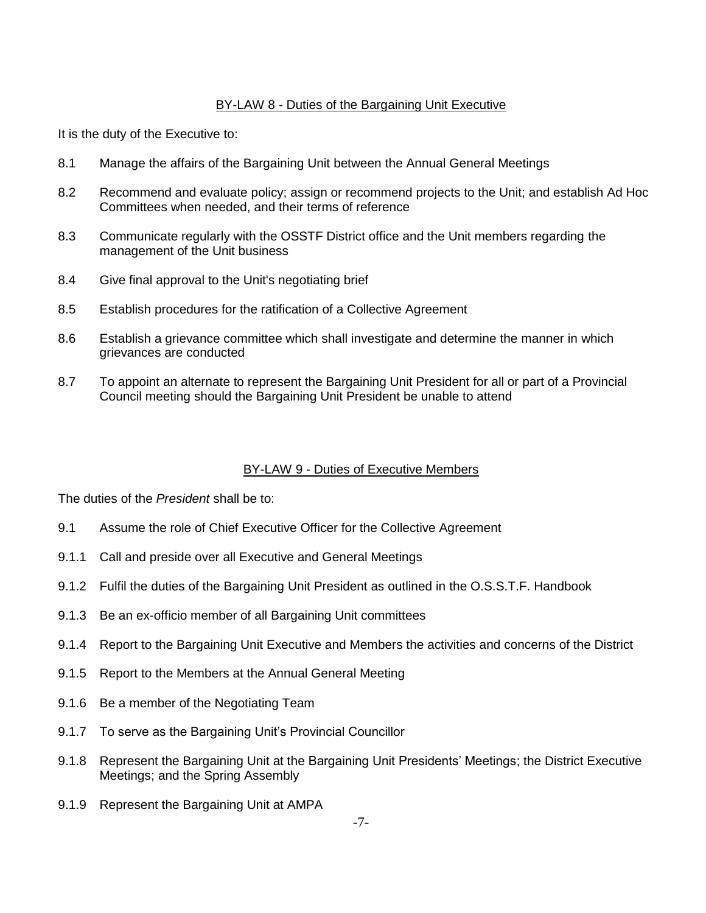## BY-LAW 8 - Duties of the Bargaining Unit Executive

It is the duty of the Executive to:

8.1 Manage the affairs of the Bargaining Unit between the Annual General Meetings

8.2 Recommend and evaluate policy; assign or recommend projects to the Unit; and establish Ad Hoc Committees when needed, and their terms of reference

8.3 Communicate regularly with the OSSTF District office and the Unit members regarding the management of the Unit business

8.4 Give final approval to the Unit's negotiating brief

8.5 Establish procedures for the ratification of a Collective Agreement

8.6 Establish a grievance committee which shall investigate and determine the manner in which grievances are conducted

8.7 To appoint an alternate to represent the Bargaining Unit President for all or part of a Provincial Council meeting should the Bargaining Unit President be unable to attend

## BY-LAW 9 - Duties of Executive Members

The duties of the *President* shall be to:

9.1 Assume the role of Chief Executive Officer for the Collective Agreement

9.1.1 Call and preside over all Executive and General Meetings

9.1.2 Fulfil the duties of the Bargaining Unit President as outlined in the O.S.S.T.F. Handbook

9.1.3 Be an ex-officio member of all Bargaining Unit committees

9.1.4 Report to the Bargaining Unit Executive and Members the activities and concerns of the District

9.1.5 Report to the Members at the Annual General Meeting

9.1.6 Be a member of the Negotiating Team

9.1.7 To serve as the Bargaining Unit's Provincial Councillor

9.1.8 Represent the Bargaining Unit at the Bargaining Unit Presidents' Meetings; the District Executive Meetings; and the Spring Assembly

9.1.9 Represent the Bargaining Unit at AMPA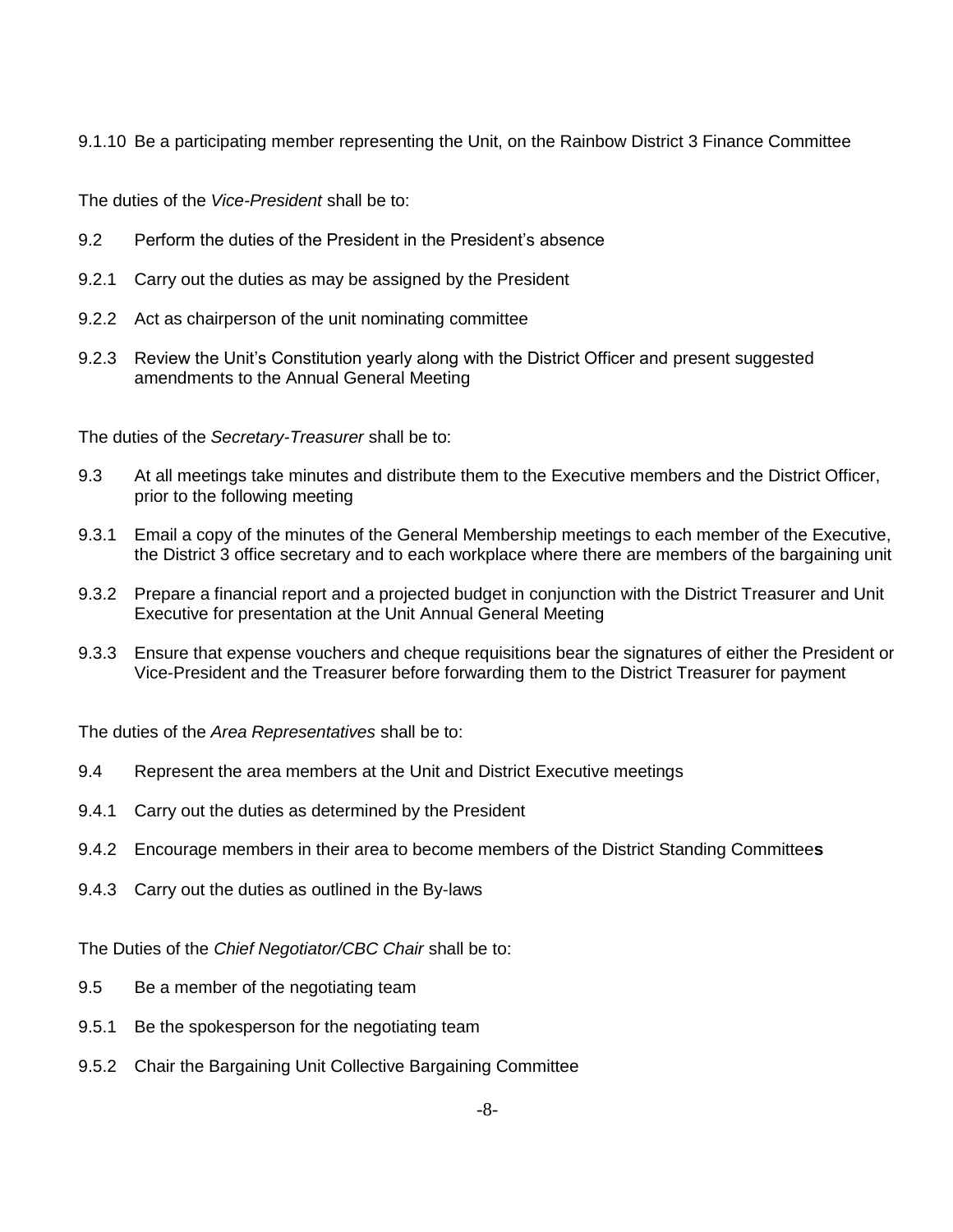9.1.10 Be a participating member representing the Unit, on the Rainbow District 3 Finance Committee

The duties of the *Vice-President* shall be to:

9.2 Perform the duties of the President in the President's absence

9.2.1 Carry out the duties as may be assigned by the President

9.2.2 Act as chairperson of the unit nominating committee

9.2.3 Review the Unit's Constitution yearly along with the District Officer and present suggested amendments to the Annual General Meeting

The duties of the *Secretary-Treasurer* shall be to:

9.3 At all meetings take minutes and distribute them to the Executive members and the District Officer, prior to the following meeting

9.3.1 Email a copy of the minutes of the General Membership meetings to each member of the Executive, the District 3 office secretary and to each workplace where there are members of the bargaining unit

9.3.2 Prepare a financial report and a projected budget in conjunction with the District Treasurer and Unit Executive for presentation at the Unit Annual General Meeting

9.3.3 Ensure that expense vouchers and cheque requisitions bear the signatures of either the President or Vice-President and the Treasurer before forwarding them to the District Treasurer for payment

The duties of the *Area Representatives* shall be to:

9.4 Represent the area members at the Unit and District Executive meetings

9.4.1 Carry out the duties as determined by the President

9.4.2 Encourage members in their area to become members of the District Standing Committee**s**

9.4.3 Carry out the duties as outlined in the By-laws

The Duties of the *Chief Negotiator/CBC Chair* shall be to:

9.5 Be a member of the negotiating team

9.5.1 Be the spokesperson for the negotiating team

9.5.2 Chair the Bargaining Unit Collective Bargaining Committee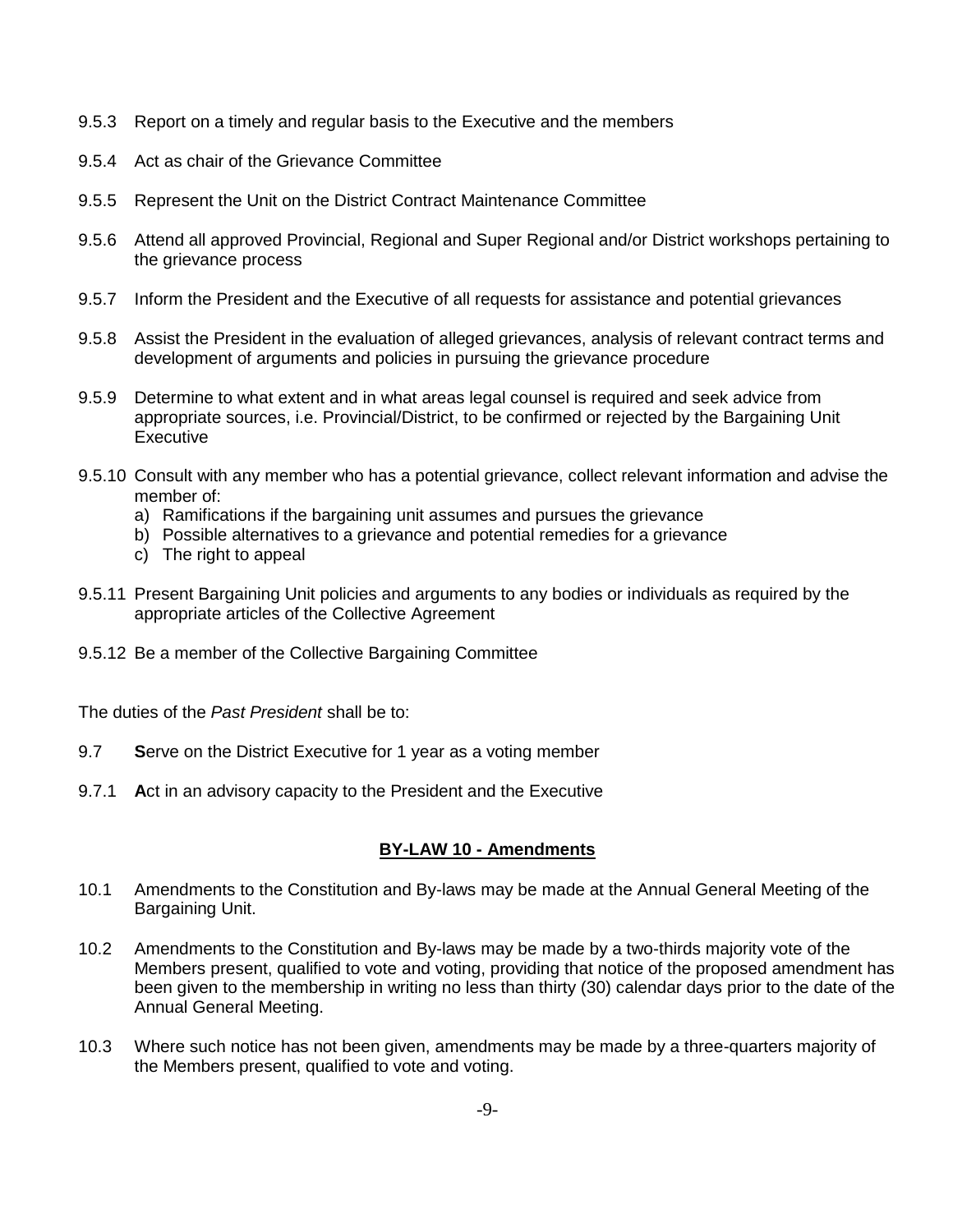9.5.3 Report on a timely and regular basis to the Executive and the members

9.5.4 Act as chair of the Grievance Committee

9.5.5 Represent the Unit on the District Contract Maintenance Committee

9.5.6 Attend all approved Provincial, Regional and Super Regional and/or District workshops pertaining to the grievance process

9.5.7 Inform the President and the Executive of all requests for assistance and potential grievances

9.5.8 Assist the President in the evaluation of alleged grievances, analysis of relevant contract terms and development of arguments and policies in pursuing the grievance procedure

9.5.9 Determine to what extent and in what areas legal counsel is required and seek advice from appropriate sources, i.e. Provincial/District, to be confirmed or rejected by the Bargaining Unit Executive

9.5.10 Consult with any member who has a potential grievance, collect relevant information and advise the member of:
   a) Ramifications if the bargaining unit assumes and pursues the grievance
   b) Possible alternatives to a grievance and potential remedies for a grievance
   c) The right to appeal

9.5.11 Present Bargaining Unit policies and arguments to any bodies or individuals as required by the appropriate articles of the Collective Agreement

9.5.12 Be a member of the Collective Bargaining Committee

The duties of the *Past President* shall be to:

9.7 **S**erve on the District Executive for 1 year as a voting member

9.7.1 **A**ct in an advisory capacity to the President and the Executive

## BY-LAW 10 - Amendments

10.1 Amendments to the Constitution and By-laws may be made at the Annual General Meeting of the Bargaining Unit.

10.2 Amendments to the Constitution and By-laws may be made by a two-thirds majority vote of the Members present, qualified to vote and voting, providing that notice of the proposed amendment has been given to the membership in writing no less than thirty (30) calendar days prior to the date of the Annual General Meeting.

10.3 Where such notice has not been given, amendments may be made by a three-quarters majority of the Members present, qualified to vote and voting.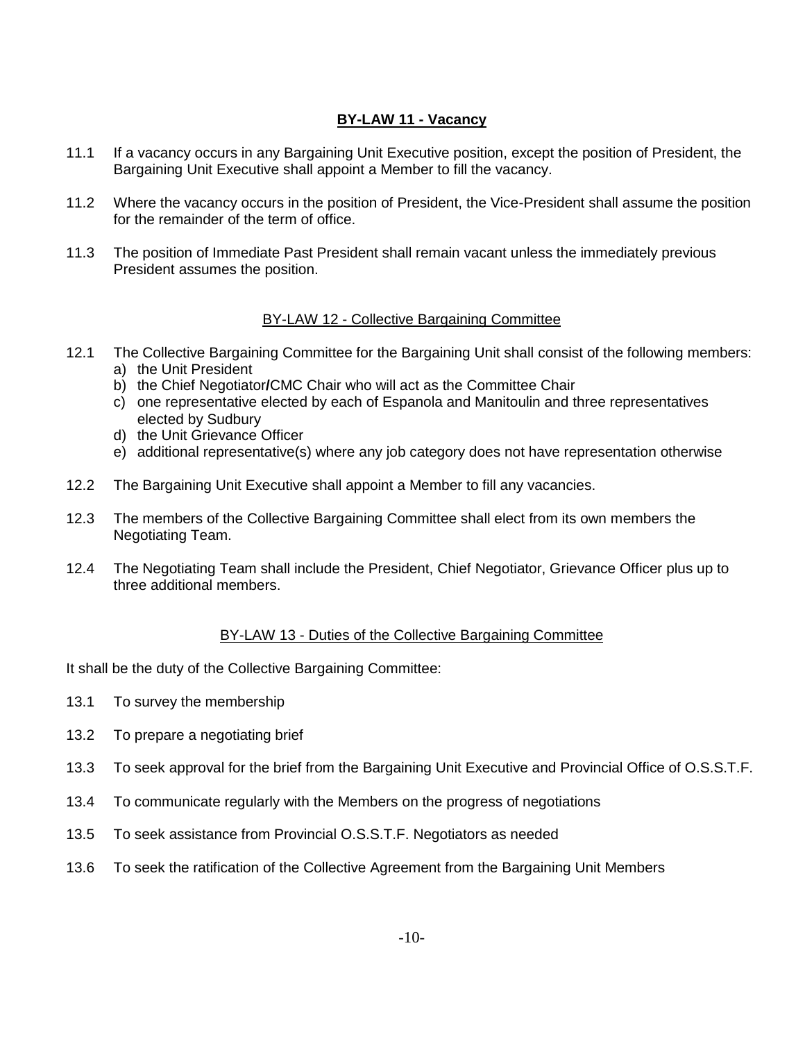## BY-LAW 11 - Vacancy

11.1 If a vacancy occurs in any Bargaining Unit Executive position, except the position of President, the Bargaining Unit Executive shall appoint a Member to fill the vacancy.

11.2 Where the vacancy occurs in the position of President, the Vice-President shall assume the position for the remainder of the term of office.

11.3 The position of Immediate Past President shall remain vacant unless the immediately previous President assumes the position.

## BY-LAW 12 - Collective Bargaining Committee

12.1 The Collective Bargaining Committee for the Bargaining Unit shall consist of the following members:
   a) the Unit President
   b) the Chief Negotiator/CMC Chair who will act as the Committee Chair
   c) one representative elected by each of Espanola and Manitoulin and three representatives elected by Sudbury
   d) the Unit Grievance Officer
   e) additional representative(s) where any job category does not have representation otherwise

12.2 The Bargaining Unit Executive shall appoint a Member to fill any vacancies.

12.3 The members of the Collective Bargaining Committee shall elect from its own members the Negotiating Team.

12.4 The Negotiating Team shall include the President, Chief Negotiator, Grievance Officer plus up to three additional members.

## BY-LAW 13 - Duties of the Collective Bargaining Committee

It shall be the duty of the Collective Bargaining Committee:

13.1 To survey the membership

13.2 To prepare a negotiating brief

13.3 To seek approval for the brief from the Bargaining Unit Executive and Provincial Office of O.S.S.T.F.

13.4 To communicate regularly with the Members on the progress of negotiations

13.5 To seek assistance from Provincial O.S.S.T.F. Negotiators as needed

13.6 To seek the ratification of the Collective Agreement from the Bargaining Unit Members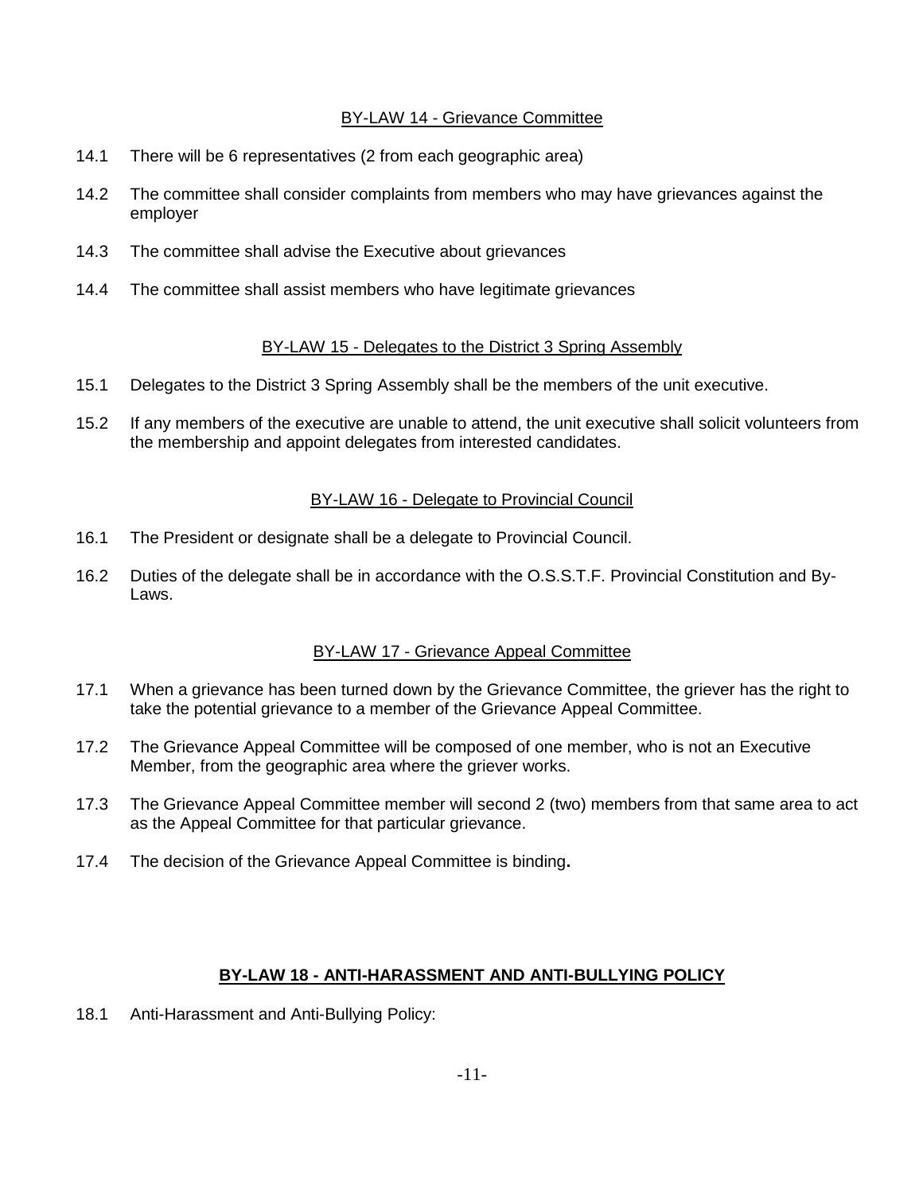## BY-LAW 14 - Grievance Committee

14.1 There will be 6 representatives (2 from each geographic area)

14.2 The committee shall consider complaints from members who may have grievances against the employer

14.3 The committee shall advise the Executive about grievances

14.4 The committee shall assist members who have legitimate grievances

## BY-LAW 15 - Delegates to the District 3 Spring Assembly

15.1 Delegates to the District 3 Spring Assembly shall be the members of the unit executive.

15.2 If any members of the executive are unable to attend, the unit executive shall solicit volunteers from the membership and appoint delegates from interested candidates.

## BY-LAW 16 - Delegate to Provincial Council

16.1 The President or designate shall be a delegate to Provincial Council.

16.2 Duties of the delegate shall be in accordance with the O.S.S.T.F. Provincial Constitution and By-Laws.

## BY-LAW 17 - Grievance Appeal Committee

17.1 When a grievance has been turned down by the Grievance Committee, the griever has the right to take the potential grievance to a member of the Grievance Appeal Committee.

17.2 The Grievance Appeal Committee will be composed of one member, who is not an Executive Member, from the geographic area where the griever works.

17.3 The Grievance Appeal Committee member will second 2 (two) members from that same area to act as the Appeal Committee for that particular grievance.

17.4 The decision of the Grievance Appeal Committee is binding**.**

## **BY-LAW 18 - ANTI-HARASSMENT AND ANTI-BULLYING POLICY**

18.1 Anti-Harassment and Anti-Bullying Policy: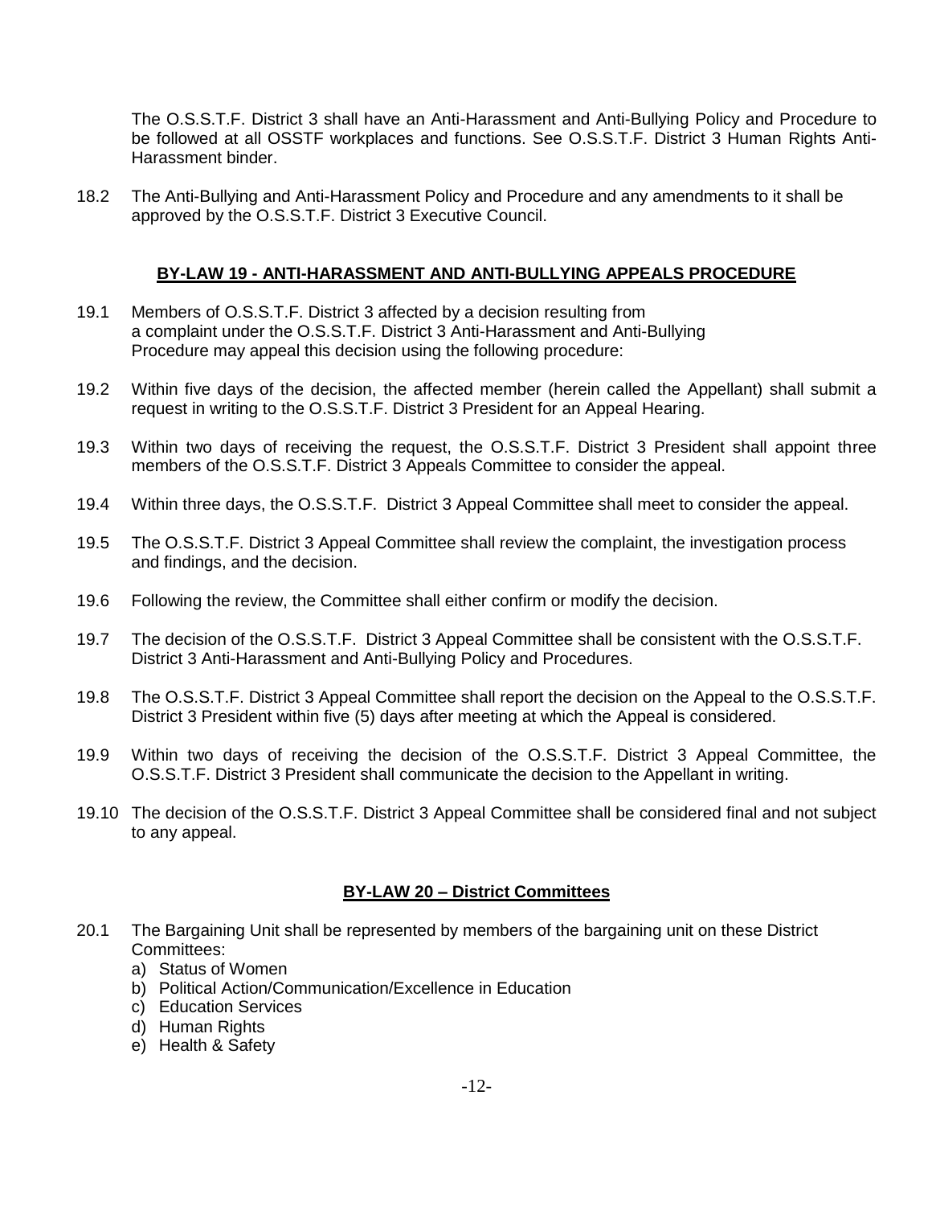The O.S.S.T.F. District 3 shall have an Anti-Harassment and Anti-Bullying Policy and Procedure to be followed at all OSSTF workplaces and functions. See O.S.S.T.F. District 3 Human Rights Anti-Harassment binder.

18.2 The Anti-Bullying and Anti-Harassment Policy and Procedure and any amendments to it shall be approved by the O.S.S.T.F. District 3 Executive Council.

## **BY-LAW 19 - ANTI-HARASSMENT AND ANTI-BULLYING APPEALS PROCEDURE**

19.1 Members of O.S.S.T.F. District 3 affected by a decision resulting from a complaint under the O.S.S.T.F. District 3 Anti-Harassment and Anti-Bullying Procedure may appeal this decision using the following procedure:

19.2 Within five days of the decision, the affected member (herein called the Appellant) shall submit a request in writing to the O.S.S.T.F. District 3 President for an Appeal Hearing.

19.3 Within two days of receiving the request, the O.S.S.T.F. District 3 President shall appoint three members of the O.S.S.T.F. District 3 Appeals Committee to consider the appeal.

19.4 Within three days, the O.S.S.T.F. District 3 Appeal Committee shall meet to consider the appeal.

19.5 The O.S.S.T.F. District 3 Appeal Committee shall review the complaint, the investigation process and findings, and the decision.

19.6 Following the review, the Committee shall either confirm or modify the decision.

19.7 The decision of the O.S.S.T.F. District 3 Appeal Committee shall be consistent with the O.S.S.T.F. District 3 Anti-Harassment and Anti-Bullying Policy and Procedures.

19.8 The O.S.S.T.F. District 3 Appeal Committee shall report the decision on the Appeal to the O.S.S.T.F. District 3 President within five (5) days after meeting at which the Appeal is considered.

19.9 Within two days of receiving the decision of the O.S.S.T.F. District 3 Appeal Committee, the O.S.S.T.F. District 3 President shall communicate the decision to the Appellant in writing.

19.10 The decision of the O.S.S.T.F. District 3 Appeal Committee shall be considered final and not subject to any appeal.

## **BY-LAW 20 – District Committees**

20.1 The Bargaining Unit shall be represented by members of the bargaining unit on these District Committees:

a) Status of Women
b) Political Action/Communication/Excellence in Education
c) Education Services
d) Human Rights
e) Health & Safety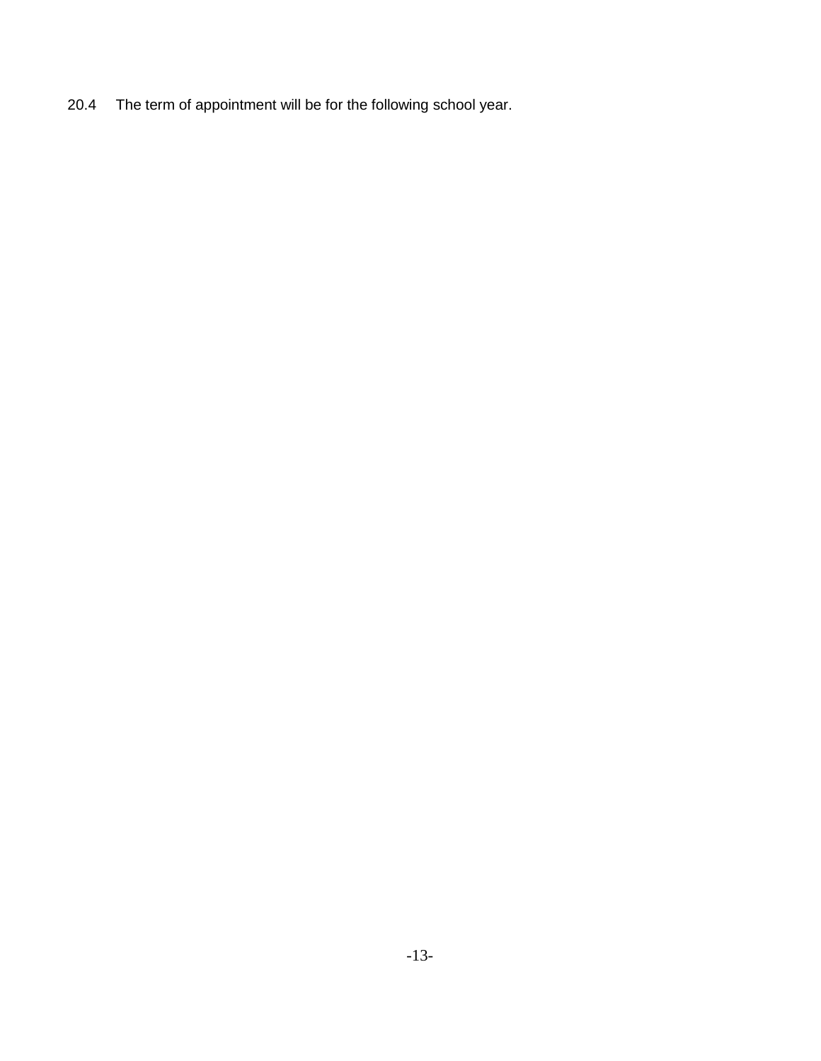20.4 The term of appointment will be for the following school year.